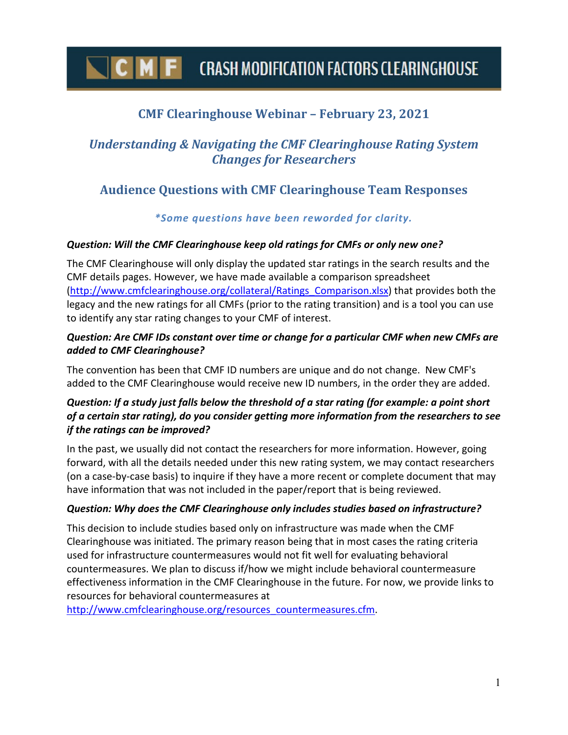# CMF Clearinghouse Webinar – February 23, 2021

## *Understanding & Navigating the CMF Clearinghouse Rating System Changes for Researchers*

## Audience Questions with CMF Clearinghouse Team Responses

*\*Some questions have been reworded for clarity.*

***Question: Will the CMF Clearinghouse keep old ratings for CMFs or only new one?***

The CMF Clearinghouse will only display the updated star ratings in the search results and the CMF details pages. However, we have made available a comparison spreadsheet (http://www.cmfclearinghouse.org/collateral/Ratings_Comparison.xlsx) that provides both the legacy and the new ratings for all CMFs (prior to the rating transition) and is a tool you can use to identify any star rating changes to your CMF of interest.

***Question: Are CMF IDs constant over time or change for a particular CMF when new CMFs are added to CMF Clearinghouse?***

The convention has been that CMF ID numbers are unique and do not change. New CMF's added to the CMF Clearinghouse would receive new ID numbers, in the order they are added.

***Question: If a study just falls below the threshold of a star rating (for example: a point short of a certain star rating), do you consider getting more information from the researchers to see if the ratings can be improved?***

In the past, we usually did not contact the researchers for more information. However, going forward, with all the details needed under this new rating system, we may contact researchers (on a case-by-case basis) to inquire if they have a more recent or complete document that may have information that was not included in the paper/report that is being reviewed.

***Question: Why does the CMF Clearinghouse only includes studies based on infrastructure?***

This decision to include studies based only on infrastructure was made when the CMF Clearinghouse was initiated. The primary reason being that in most cases the rating criteria used for infrastructure countermeasures would not fit well for evaluating behavioral countermeasures. We plan to discuss if/how we might include behavioral countermeasure effectiveness information in the CMF Clearinghouse in the future. For now, we provide links to resources for behavioral countermeasures at http://www.cmfclearinghouse.org/resources_countermeasures.cfm.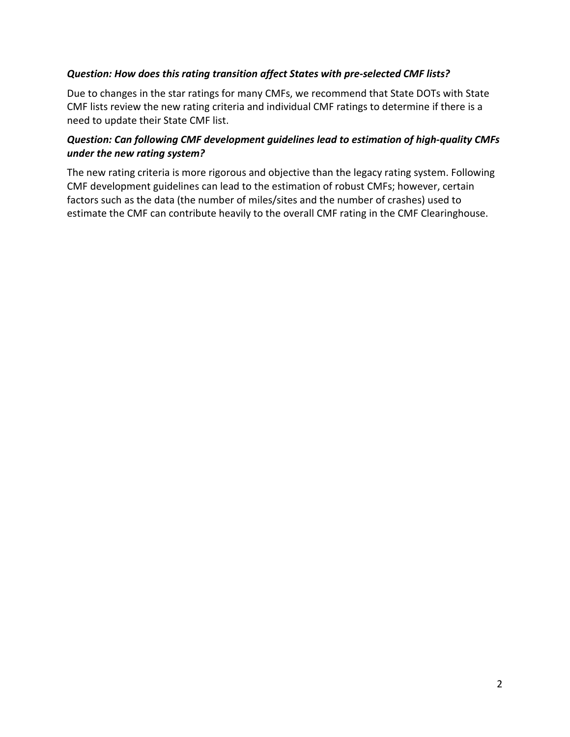***Question: How does this rating transition affect States with pre-selected CMF lists?***

Due to changes in the star ratings for many CMFs, we recommend that State DOTs with State CMF lists review the new rating criteria and individual CMF ratings to determine if there is a need to update their State CMF list.

***Question: Can following CMF development guidelines lead to estimation of high-quality CMFs under the new rating system?***

The new rating criteria is more rigorous and objective than the legacy rating system. Following CMF development guidelines can lead to the estimation of robust CMFs; however, certain factors such as the data (the number of miles/sites and the number of crashes) used to estimate the CMF can contribute heavily to the overall CMF rating in the CMF Clearinghouse.